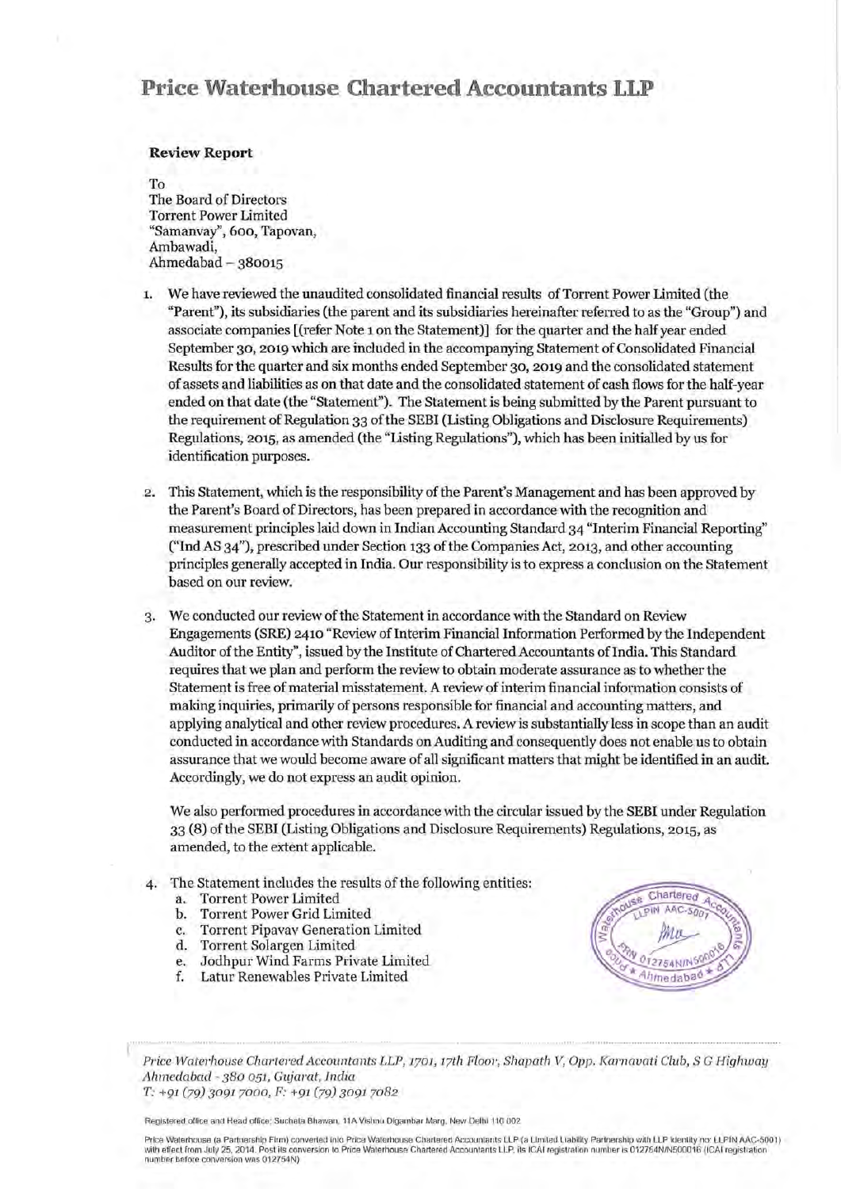# Price Waterhouse Chartered Accountants LLP

**Review Report**

To
The Board of Directors
Torrent Power Limited
"Samanvay", 600, Tapovan,
Ambawadi,
Ahmedabad – 380015

1. We have reviewed the unaudited consolidated financial results of Torrent Power Limited (the "Parent"), its subsidiaries (the parent and its subsidiaries hereinafter referred to as the "Group") and associate companies [(refer Note 1 on the Statement)] for the quarter and the half year ended September 30, 2019 which are included in the accompanying Statement of Consolidated Financial Results for the quarter and six months ended September 30, 2019 and the consolidated statement of assets and liabilities as on that date and the consolidated statement of cash flows for the half-year ended on that date (the "Statement"). The Statement is being submitted by the Parent pursuant to the requirement of Regulation 33 of the SEBI (Listing Obligations and Disclosure Requirements) Regulations, 2015, as amended (the "Listing Regulations"), which has been initialled by us for identification purposes.

2. This Statement, which is the responsibility of the Parent's Management and has been approved by the Parent's Board of Directors, has been prepared in accordance with the recognition and measurement principles laid down in Indian Accounting Standard 34 "Interim Financial Reporting" ("Ind AS 34"), prescribed under Section 133 of the Companies Act, 2013, and other accounting principles generally accepted in India. Our responsibility is to express a conclusion on the Statement based on our review.

3. We conducted our review of the Statement in accordance with the Standard on Review Engagements (SRE) 2410 "Review of Interim Financial Information Performed by the Independent Auditor of the Entity", issued by the Institute of Chartered Accountants of India. This Standard requires that we plan and perform the review to obtain moderate assurance as to whether the Statement is free of material misstatement. A review of interim financial information consists of making inquiries, primarily of persons responsible for financial and accounting matters, and applying analytical and other review procedures. A review is substantially less in scope than an audit conducted in accordance with Standards on Auditing and consequently does not enable us to obtain assurance that we would become aware of all significant matters that might be identified in an audit. Accordingly, we do not express an audit opinion.

   We also performed procedures in accordance with the circular issued by the SEBI under Regulation 33 (8) of the SEBI (Listing Obligations and Disclosure Requirements) Regulations, 2015, as amended, to the extent applicable.

4. The Statement includes the results of the following entities:
   a. Torrent Power Limited
   b. Torrent Power Grid Limited
   c. Torrent Pipavav Generation Limited
   d. Torrent Solargen Limited
   e. Jodhpur Wind Farms Private Limited
   f. Latur Renewables Private Limited

*Price Waterhouse Chartered Accountants LLP, 1701, 17th Floor, Shapath V, Opp. Karnavati Club, S G Highway Ahmedabad - 380 051, Gujarat, India*
*T: +91 (79) 3091 7000, F: +91 (79) 3091 7082*

Registered office and Head office: Sucheta Bhawan, 11A Vishnu Digambar Marg, New Delhi 110 002

Price Waterhouse (a Partnership Firm) converted into Price Waterhouse Chartered Accountants LLP (a Limited Liability Partnership with LLP identity no: LLPIN AAC-5001) with effect from July 25, 2014. Post its conversion to Price Waterhouse Chartered Accountants LLP, its ICAI registration number is 012754N/N500016 (ICAI registration number before conversion was 012754N)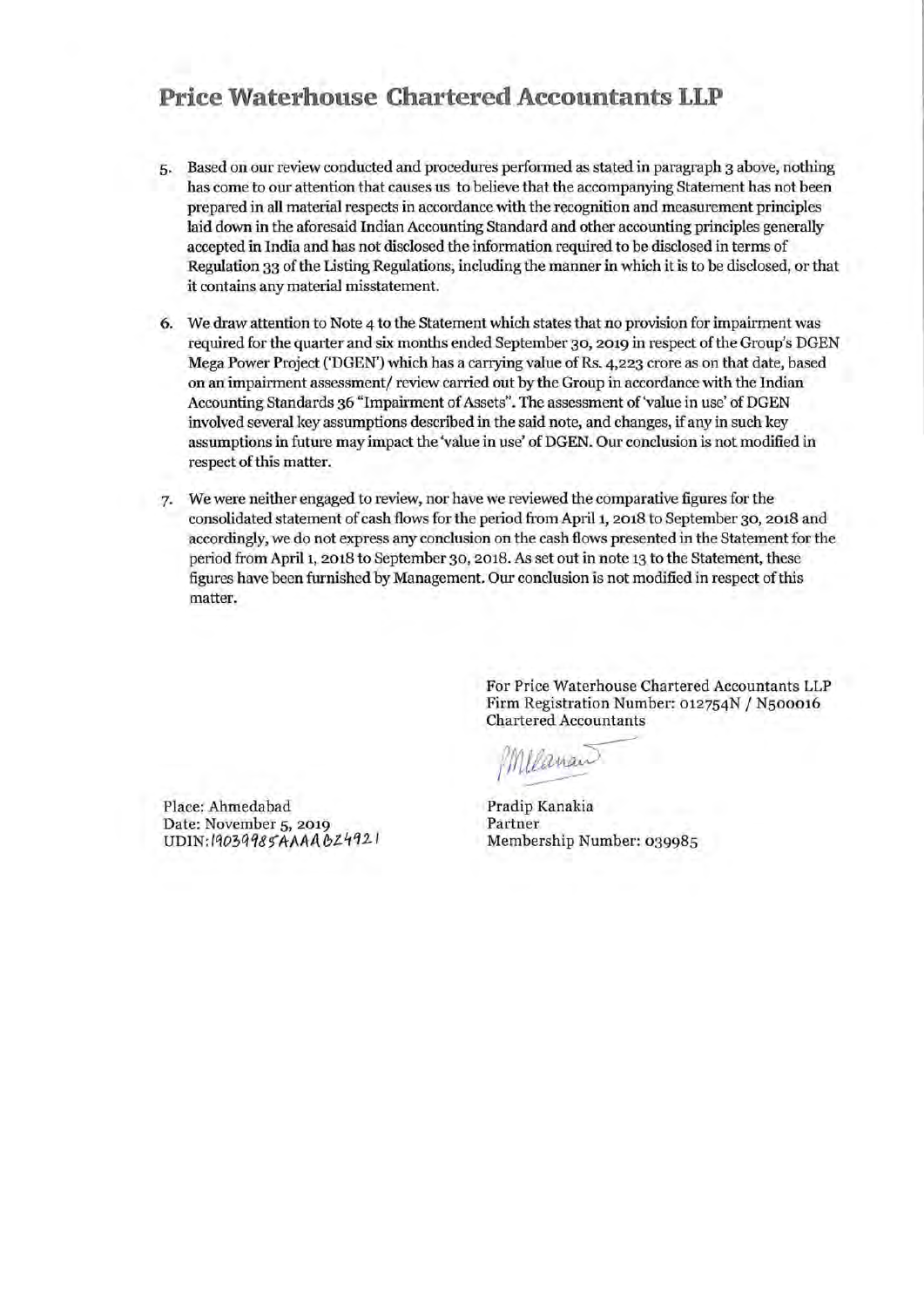# Price Waterhouse Chartered Accountants LLP

5. Based on our review conducted and procedures performed as stated in paragraph 3 above, nothing has come to our attention that causes us to believe that the accompanying Statement has not been prepared in all material respects in accordance with the recognition and measurement principles laid down in the aforesaid Indian Accounting Standard and other accounting principles generally accepted in India and has not disclosed the information required to be disclosed in terms of Regulation 33 of the Listing Regulations, including the manner in which it is to be disclosed, or that it contains any material misstatement.

6. We draw attention to Note 4 to the Statement which states that no provision for impairment was required for the quarter and six months ended September 30, 2019 in respect of the Group's DGEN Mega Power Project ('DGEN') which has a carrying value of Rs. 4,223 crore as on that date, based on an impairment assessment/ review carried out by the Group in accordance with the Indian Accounting Standards 36 "Impairment of Assets". The assessment of 'value in use' of DGEN involved several key assumptions described in the said note, and changes, if any in such key assumptions in future may impact the 'value in use' of DGEN. Our conclusion is not modified in respect of this matter.

7. We were neither engaged to review, nor have we reviewed the comparative figures for the consolidated statement of cash flows for the period from April 1, 2018 to September 30, 2018 and accordingly, we do not express any conclusion on the cash flows presented in the Statement for the period from April 1, 2018 to September 30, 2018. As set out in note 13 to the Statement, these figures have been furnished by Management. Our conclusion is not modified in respect of this matter.

For Price Waterhouse Chartered Accountants LLP
Firm Registration Number: 012754N / N500016
Chartered Accountants

Pradip Kanakia
Partner
Membership Number: 039985

Place: Ahmedabad
Date: November 5, 2019
UDIN: 19039985AAAABZ4921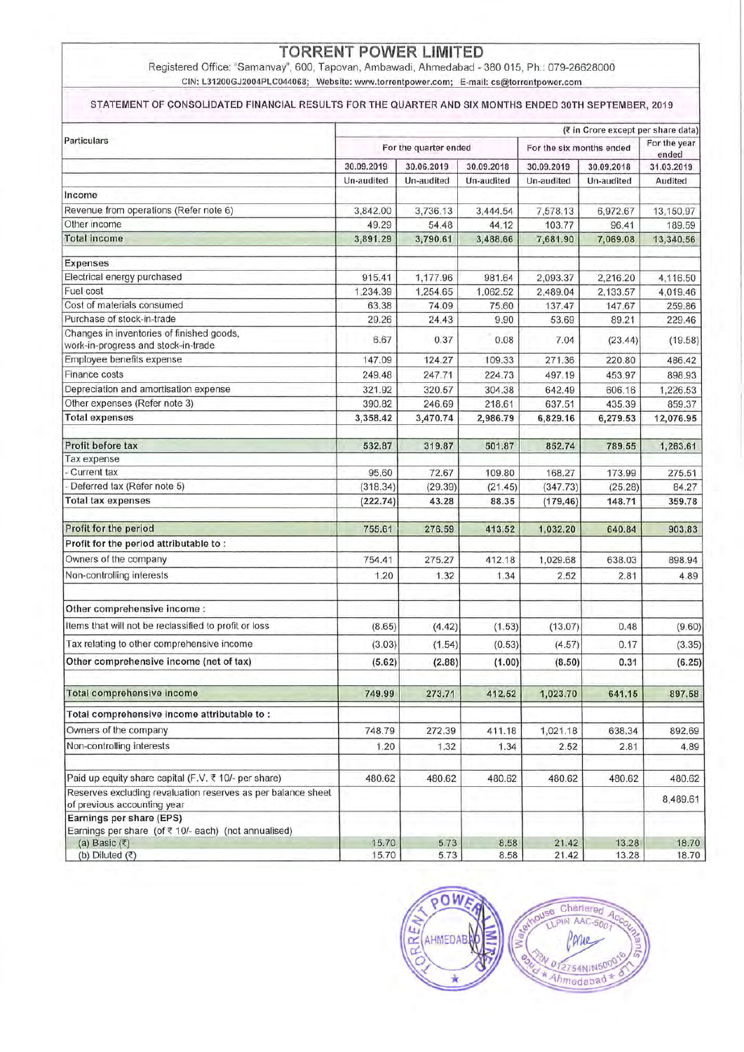# TORRENT POWER LIMITED

Registered Office: "Samanvay", 600, Tapovan, Ambawadi, Ahmedabad - 380 015, Ph.: 079-26628000

CIN: L31200GJ2004PLC044068; Website: www.torrentpower.com; E-mail: cs@torrentpower.com

## STATEMENT OF CONSOLIDATED FINANCIAL RESULTS FOR THE QUARTER AND SIX MONTHS ENDED 30TH SEPTEMBER, 2019

(₹ in Crore except per share data)

| Particulars | For the quarter ended | | | For the six months ended | | For the year ended |
|---|---|---|---|---|---|---|
| | 30.09.2019 | 30.06.2019 | 30.09.2018 | 30.09.2019 | 30.09.2018 | 31.03.2019 |
| | Un-audited | Un-audited | Un-audited | Un-audited | Un-audited | Audited |
| **Income** | | | | | | |
| Revenue from operations (Refer note 6) | 3,842.00 | 3,736.13 | 3,444.54 | 7,578.13 | 6,972.67 | 13,150.97 |
| Other income | 49.29 | 54.48 | 44.12 | 103.77 | 96.41 | 189.59 |
| **Total income** | **3,891.29** | **3,790.61** | **3,488.66** | **7,681.90** | **7,069.08** | **13,340.56** |
| **Expenses** | | | | | | |
| Electrical energy purchased | 915.41 | 1,177.96 | 981.64 | 2,093.37 | 2,216.20 | 4,116.50 |
| Fuel cost | 1,234.39 | 1,254.65 | 1,062.52 | 2,489.04 | 2,133.57 | 4,019.46 |
| Cost of materials consumed | 63.38 | 74.09 | 75.60 | 137.47 | 147.67 | 259.86 |
| Purchase of stock-in-trade | 29.26 | 24.43 | 9.90 | 53.69 | 89.21 | 229.46 |
| Changes in inventories of finished goods, work-in-progress and stock-in-trade | 6.67 | 0.37 | 0.08 | 7.04 | (23.44) | (19.58) |
| Employee benefits expense | 147.09 | 124.27 | 109.33 | 271.36 | 220.80 | 486.42 |
| Finance costs | 249.48 | 247.71 | 224.73 | 497.19 | 453.97 | 898.93 |
| Depreciation and amortisation expense | 321.92 | 320.57 | 304.38 | 642.49 | 606.16 | 1,226.53 |
| Other expenses (Refer note 3) | 390.82 | 246.69 | 218.61 | 637.51 | 435.39 | 859.37 |
| **Total expenses** | **3,358.42** | **3,470.74** | **2,986.79** | **6,829.16** | **6,279.53** | **12,076.95** |
| **Profit before tax** | **532.87** | **319.87** | **501.87** | **852.74** | **789.55** | **1,263.61** |
| Tax expense | | | | | | |
| - Current tax | 95.60 | 72.67 | 109.80 | 168.27 | 173.99 | 275.51 |
| - Deferred tax (Refer note 5) | (318.34) | (29.39) | (21.45) | (347.73) | (25.28) | 84.27 |
| **Total tax expenses** | **(222.74)** | **43.28** | **88.35** | **(179.46)** | **148.71** | **359.78** |
| **Profit for the period** | **755.61** | **276.59** | **413.52** | **1,032.20** | **640.84** | **903.83** |
| **Profit for the period attributable to :** | | | | | | |
| Owners of the company | 754.41 | 275.27 | 412.18 | 1,029.68 | 638.03 | 898.94 |
| Non-controlling interests | 1.20 | 1.32 | 1.34 | 2.52 | 2.81 | 4.89 |
| **Other comprehensive income :** | | | | | | |
| Items that will not be reclassified to profit or loss | (8.65) | (4.42) | (1.53) | (13.07) | 0.48 | (9.60) |
| Tax relating to other comprehensive income | (3.03) | (1.54) | (0.53) | (4.57) | 0.17 | (3.35) |
| **Other comprehensive income (net of tax)** | **(5.62)** | **(2.88)** | **(1.00)** | **(8.50)** | **0.31** | **(6.25)** |
| **Total comprehensive income** | **749.99** | **273.71** | **412.52** | **1,023.70** | **641.15** | **897.58** |
| **Total comprehensive income attributable to :** | | | | | | |
| Owners of the company | 748.79 | 272.39 | 411.18 | 1,021.18 | 638.34 | 892.69 |
| Non-controlling interests | 1.20 | 1.32 | 1.34 | 2.52 | 2.81 | 4.89 |
| Paid up equity share capital (F.V. ₹ 10/- per share) | 480.62 | 480.62 | 480.62 | 480.62 | 480.62 | 480.62 |
| Reserves excluding revaluation reserves as per balance sheet of previous accounting year | | | | | | 8,489.61 |
| **Earnings per share (EPS)** Earnings per share (of ₹ 10/- each) (not annualised) | | | | | | |
| (a) Basic (₹) | 15.70 | 5.73 | 8.58 | 21.42 | 13.28 | 18.70 |
| (b) Diluted (₹) | 15.70 | 5.73 | 8.58 | 21.42 | 13.28 | 18.70 |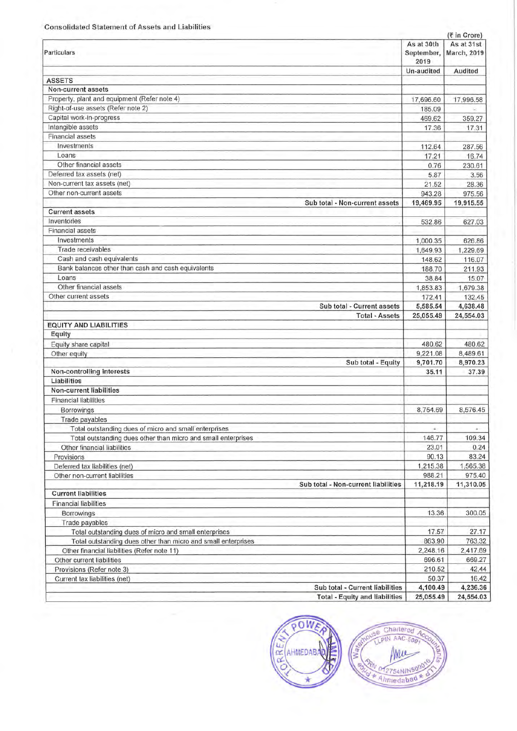Consolidated Statement of Assets and Liabilities

(₹ in Crore)

| Particulars | As at 30th September, 2019 | As at 31st March, 2019 |
|---|---|---|
| | Un-audited | Audited |
| **ASSETS** | | |
| **Non-current assets** | | |
| Property, plant and equipment (Refer note 4) | 17,696.60 | 17,996.58 |
| Right-of-use assets (Refer note 2) | 185.09 | - |
| Capital work-in-progress | 469.62 | 359.27 |
| Intangible assets | 17.36 | 17.31 |
| Financial assets | | |
| Investments | 112.64 | 287.56 |
| Loans | 17.21 | 16.74 |
| Other financial assets | 0.76 | 230.61 |
| Deferred tax assets (net) | 5.87 | 3.56 |
| Non-current tax assets (net) | 21.52 | 28.36 |
| Other non-current assets | 943.28 | 975.56 |
| **Sub total - Non-current assets** | **19,469.95** | **19,915.55** |
| **Current assets** | | |
| Inventories | 532.86 | 627.03 |
| Financial assets | | |
| Investments | 1,000.35 | 626.86 |
| Trade receivables | 1,649.93 | 1,229.69 |
| Cash and cash equivalents | 148.62 | 116.07 |
| Bank balances other than cash and cash equivalents | 188.70 | 211.93 |
| Loans | 38.84 | 15.07 |
| Other financial assets | 1,853.83 | 1,679.38 |
| Other current assets | 172.41 | 132.45 |
| **Sub total - Current assets** | **5,585.54** | **4,638.48** |
| **Total - Assets** | **25,055.49** | **24,554.03** |
| **EQUITY AND LIABILITIES** | | |
| **Equity** | | |
| Equity share capital | 480.62 | 480.62 |
| Other equity | 9,221.08 | 8,489.61 |
| **Sub total - Equity** | **9,701.70** | **8,970.23** |
| **Non-controlling interests** | **35.11** | **37.39** |
| **Liabilities** | | |
| **Non-current liabilities** | | |
| Financial liabilities | | |
| Borrowings | 8,754.69 | 8,576.45 |
| Trade payables | | |
| Total outstanding dues of micro and small enterprises | - | - |
| Total outstanding dues other than micro and small enterprises | 146.77 | 109.34 |
| Other financial liabilities | 23.01 | 0.24 |
| Provisions | 90.13 | 83.24 |
| Deferred tax liabilities (net) | 1,215.38 | 1,565.38 |
| Other non-current liabilities | 988.21 | 975.40 |
| **Sub total - Non-current liabilities** | **11,218.19** | **11,310.05** |
| **Current liabilities** | | |
| Financial liabilities | | |
| Borrowings | 13.36 | 300.05 |
| Trade payables | | |
| Total outstanding dues of micro and small enterprises | 17.57 | 27.17 |
| Total outstanding dues other than micro and small enterprises | 863.90 | 763.32 |
| Other financial liabilities (Refer note 11) | 2,248.16 | 2,417.69 |
| Other current liabilities | 696.61 | 669.27 |
| Provisions (Refer note 3) | 210.52 | 42.44 |
| Current tax liabilities (net) | 50.37 | 16.42 |
| **Sub total - Current liabilities** | **4,100.49** | **4,236.36** |
| **Total - Equity and liabilities** | **25,055.49** | **24,554.03** |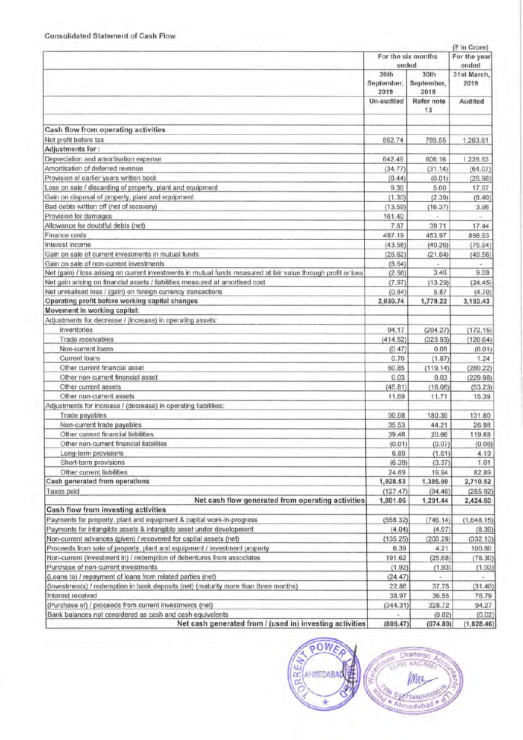## Consolidated Statement of Cash Flow

(₹ in Crore)

| | For the six months ended | | For the year ended |
|---|---|---|---|
| | 30th September, 2019 | 30th September, 2018 | 31st March, 2019 |
| | Un-audited | Refer note 13 | Audited |
| **Cash flow from operating activities** | | | |
| Net profit before tax | 852.74 | 789.55 | 1,263.61 |
| **Adjustments for :** | | | |
| Depreciation and amortisation expense | 642.49 | 606.16 | 1,226.53 |
| Amortisation of deferred revenue | (34.77) | (31.14) | (64.07) |
| Provision of earlier years written back | (0.44) | (0.01) | (26.98) |
| Loss on sale / discarding of property, plant and equipment | 9.36 | 5.60 | 17.97 |
| Gain on disposal of property, plant and equipment | (1.30) | (2.39) | (8.40) |
| Bad debts written off (net of recovery) | (13.59) | (16.37) | 3.96 |
| Provision for damages | 161.40 | - | - |
| Allowance for doubtful debts (net) | 7.87 | 39.71 | 17.44 |
| Finance costs | 497.19 | 453.97 | 898.93 |
| Interest income | (43.58) | (40.26) | (75.94) |
| Gain on sale of current investments in mutual funds | (26.62) | (21.64) | (49.56) |
| Gain on sale of non-current investments | (8.64) | - | - |
| Net (gain) / loss arising on current investments in mutual funds measured at fair value through profit or loss | (2.56) | 3.46 | 9.09 |
| Net gain arising on financial assets / liabilities measured at amortised cost | (7.97) | (13.29) | (24.45) |
| Net unrealised loss / (gain) on foreign currency transactions | (0.84) | 5.87 | (4.70) |
| **Operating profit before working capital changes** | **2,030.74** | **1,779.22** | **3,183.43** |
| **Movement in working capital:** | | | |
| Adjustments for decrease / (increase) in operating assets: | | | |
| Inventories | 94.17 | (204.27) | (172.15) |
| Trade receivables | (414.52) | (323.93) | (120.64) |
| Non-current loans | (0.47) | 0.08 | (0.01) |
| Current loans | 0.70 | (1.87) | 1.24 |
| Other current financial asset | 60.85 | (119.14) | (280.22) |
| Other non-current financial asset | 0.03 | 0.03 | (229.98) |
| Other current assets | (45.81) | (16.08) | (53.23) |
| Other non-current assets | 11.69 | 11.71 | 15.39 |
| Adjustments for increase / (decrease) in operating liabilities: | | | |
| Trade payables | 90.98 | 180.39 | 131.80 |
| Non-current trade payables | 35.53 | 44.21 | 26.98 |
| Other current financial liabilities | 39.46 | 20.66 | 119.88 |
| Other non-current financial liabilities | (0.01) | (0.07) | (0.06) |
| Long-term provisions | 6.89 | (1.61) | 4.19 |
| Short-term provisions | (6.39) | (3.37) | 1.01 |
| Other current liabilities | 24.69 | 19.94 | 82.89 |
| **Cash generated from operations** | **1,928.53** | **1,385.90** | **2,710.52** |
| Taxes paid | (127.47) | (94.46) | (285.92) |
| **Net cash flow generated from operating activities** | **1,801.06** | **1,291.44** | **2,424.60** |
| **Cash flow from investing activities** | | | |
| Payments for property, plant and equipment & capital work-in-progress | (558.32) | (746.14) | (1,648.15) |
| Payments for intangible assets & intangible asset under development | (4.04) | (4.97) | (8.39) |
| Non-current advances (given) / recovered for capital assets (net) | (135.25) | (203.29) | (332.13) |
| Proceeds from sale of property, plant and equipment / investment property | 6.39 | 4.21 | 100.80 |
| Non-current (investment in) / redemption of debentures from associates | 191.62 | (25.68) | (78.30) |
| Purchase of non-current investments | (1.92) | (1.93) | (1.93) |
| (Loans to) / repayment of loans from related parties (net) | (24.47) | - | - |
| (Investments) / redemption in bank deposits (net) (maturity more than three months) | 22.86 | 37.75 | (31.40) |
| Interest received | 38.97 | 36.55 | 76.79 |
| (Purchase of) / proceeds from current investments (net) | (344.31) | 228.72 | 94.27 |
| Bank balances not considered as cash and cash equivalents | - | (0.02) | (0.02) |
| **Net cash generated from / (used in) investing activities** | **(808.47)** | **(674.80)** | **(1,828.46)** |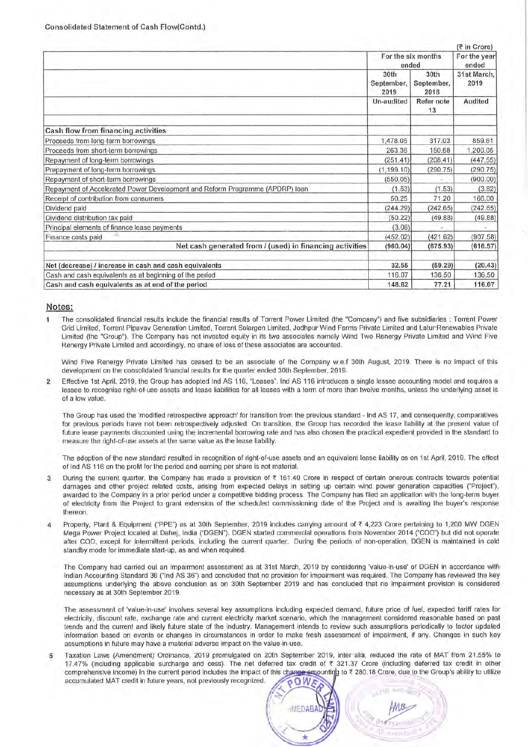Consolidated Statement of Cash Flow(Contd.)

(₹ in Crore)

| | For the six months ended | | For the year ended |
|---|---|---|---|
| | 30th September, 2019 | 30th September, 2018 | 31st March, 2019 |
| | Un-audited | Refer note 13 | Audited |
| **Cash flow from financing activities** | | | |
| Proceeds from long-term borrowings | 1,478.05 | 317.03 | 859.61 |
| Proceeds from short-term borrowings | 263.36 | 150.68 | 1,200.05 |
| Repayment of long-term borrowings | (251.41) | (208.41) | (447.55) |
| Prepayment of long-term borrowings | (1,199.10) | (290.75) | (290.75) |
| Repayment of short-term borrowings | (550.05) | - | (900.00) |
| Repayment of Accelerated Power Development and Reform Programme (APDRP) loan | (1.53) | (1.53) | (3.82) |
| Receipt of contribution from consumers | 50.25 | 71.20 | 166.00 |
| Dividend paid | (244.29) | (242.65) | (242.65) |
| Dividend distribution tax paid | (50.22) | (49.88) | (49.88) |
| Principal elements of finance lease payments | (3.08) | - | - |
| Finance costs paid | (452.02) | (421.62) | (907.58) |
| **Net cash generated from / (used) in financing activities** | **(960.04)** | **(675.93)** | **(616.57)** |
| **Net (decrease) / increase in cash and cash equivalents** | **32.55** | **(59.29)** | **(20.43)** |
| Cash and cash equivalents as at beginning of the period | 116.07 | 136.50 | 136.50 |
| **Cash and cash equivalents as at end of the period** | **148.62** | **77.21** | **116.07** |

## Notes:

1. The consolidated financial results include the financial results of Torrent Power Limited (the "Company") and five subsidiaries : Torrent Power Grid Limited, Torrent Pipavav Generation Limited, Torrent Solargen Limited, Jodhpur Wind Farms Private Limited and Latur Renewables Private Limited (the "Group"). The Company has not invested equity in its two associates namely Wind Two Renergy Private Limited and Wind Five Renergy Private Limited and accordingly, no share of loss of these associates are accounted.

   Wind Five Renergy Private Limited has ceased to be an associate of the Company w.e.f 30th August, 2019. There is no impact of this development on the consolidated financial results for the quarter ended 30th September, 2019.

2. Effective 1st April, 2019, the Group has adopted Ind AS 116, "Leases". Ind AS 116 introduces a single lessee accounting model and requires a lessee to recognise right-of-use assets and lease liabilities for all leases with a term of more than twelve months, unless the underlying asset is of a low value.

   The Group has used the 'modified retrospective approach' for transition from the previous standard - Ind AS 17, and consequently, comparatives for previous periods have not been retrospectively adjusted. On transition, the Group has recorded the lease liability at the present value of future lease payments discounted using the incremental borrowing rate and has also chosen the practical expedient provided in the standard to measure the right-of-use assets at the same value as the lease liability.

   The adoption of the new standard resulted in recognition of right-of-use assets and an equivalent lease liability as on 1st April, 2019. The effect of Ind AS 116 on the profit for the period and earning per share is not material.

3. During the current quarter, the Company has made a provision of ₹ 161.40 Crore in respect of certain onerous contracts towards potential damages and other project related costs, arising from expected delays in setting up certain wind power generation capacities ("Project"), awarded to the Company in a prior period under a competitive bidding process. The Company has filed an application with the long-term buyer of electricity from the Project to grant extension of the scheduled commissioning date of the Project and is awaiting the buyer's response thereon.

4. Property, Plant & Equipment ("PPE") as at 30th September, 2019 includes carrying amount of ₹ 4,223 Crore pertaining to 1,200 MW DGEN Mega Power Project located at Dahej, India ("DGEN"). DGEN started commercial operations from November 2014 ("COD") but did not operate after COD, except for intermittent periods, including the current quarter. During the periods of non-operation, DGEN is maintained in cold standby mode for immediate start-up, as and when required.

   The Company had carried out an impairment assessment as at 31st March, 2019 by considering 'value-in-use' of DGEN in accordance with Indian Accounting Standard 36 ("Ind AS 36") and concluded that no provision for impairment was required. The Company has reviewed the key assumptions underlying the above conclusion as on 30th September 2019 and has concluded that no impairment provision is considered necessary as at 30th September 2019.

   The assessment of 'value-in-use' involves several key assumptions including expected demand, future price of fuel, expected tariff rates for electricity, discount rate, exchange rate and current electricity market scenario, which the management considered reasonable based on past trends and the current and likely future state of the industry. Management intends to review such assumptions periodically to factor updated information based on events or changes in circumstances in order to make fresh assessment of impairment, if any. Changes in such key assumptions in future may have a material adverse impact on the value-in-use.

5. Taxation Laws (Amendment) Ordinance, 2019 promulgated on 20th September 2019, inter alia, reduced the rate of MAT from 21.55% to 17.47% (including applicable surcharge and cess). The net deferred tax credit of ₹ 321.37 Crore (including deferred tax credit in other comprehensive income) in the current period includes the impact of this change amounting to ₹ 280.18 Crore, due to the Group's ability to utilize accumulated MAT credit in future years, not previously recognized.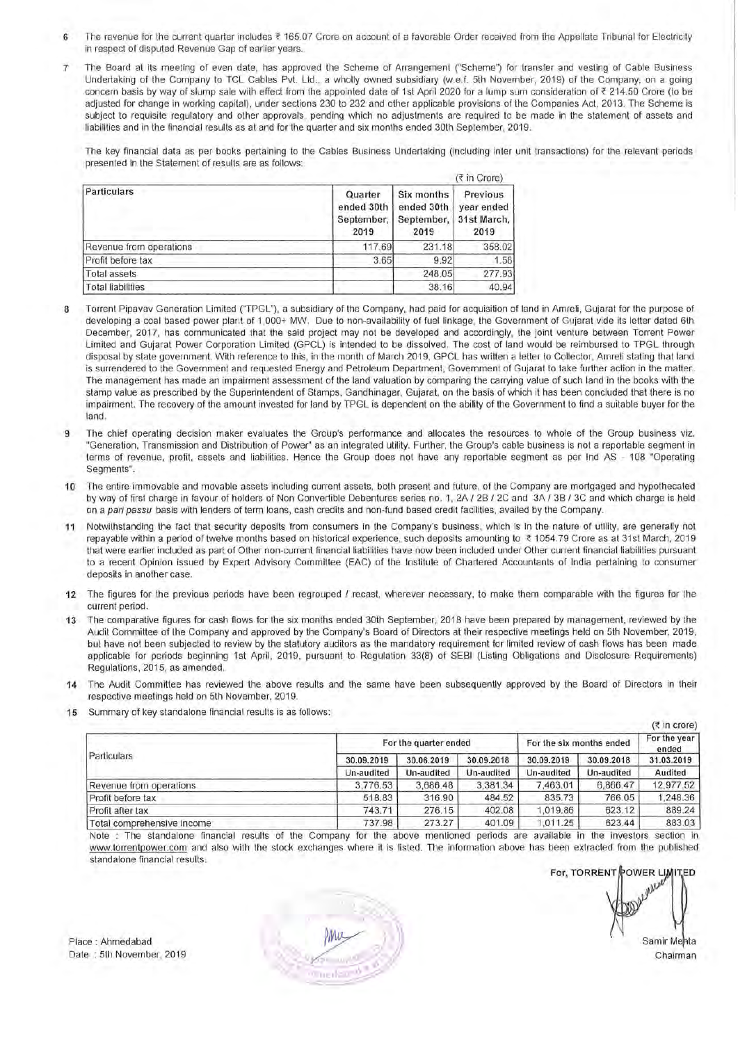6 The revenue for the current quarter includes ₹ 165.07 Crore on account of a favorable Order received from the Appellate Tribunal for Electricity in respect of disputed Revenue Gap of earlier years.

7 The Board at its meeting of even date, has approved the Scheme of Arrangement ("Scheme") for transfer and vesting of Cable Business Undertaking of the Company to TCL Cables Pvt. Ltd., a wholly owned subsidiary (w.e.f. 5th November, 2019) of the Company, on a going concern basis by way of slump sale with effect from the appointed date of 1st April 2020 for a lump sum consideration of ₹ 214.50 Crore (to be adjusted for change in working capital), under sections 230 to 232 and other applicable provisions of the Companies Act, 2013. The Scheme is subject to requisite regulatory and other approvals, pending which no adjustments are required to be made in the statement of assets and liabilities and in the financial results as at and for the quarter and six months ended 30th September, 2019.

The key financial data as per books pertaining to the Cables Business Undertaking (including inter unit transactions) for the relevant periods presented in the Statement of results are as follows:

(₹ in Crore)

| Particulars | Quarter ended 30th September, 2019 | Six months ended 30th September, 2019 | Previous year ended 31st March, 2019 |
|---|---|---|---|
| Revenue from operations | 117.69 | 231.18 | 358.02 |
| Profit before tax | 3.65 | 9.92 | 1.56 |
| Total assets | | 248.05 | 277.93 |
| Total liabilities | | 38.16 | 40.94 |

8 Torrent Pipavav Generation Limited ("TPGL"), a subsidiary of the Company, had paid for acquisition of land in Amreli, Gujarat for the purpose of developing a coal based power plant of 1,000+ MW. Due to non-availability of fuel linkage, the Government of Gujarat vide its letter dated 6th December, 2017, has communicated that the said project may not be developed and accordingly, the joint venture between Torrent Power Limited and Gujarat Power Corporation Limited (GPCL) is intended to be dissolved. The cost of land would be reimbursed to TPGL through disposal by state government. With reference to this, in the month of March 2019, GPCL has written a letter to Collector, Amreli stating that land is surrendered to the Government and requested Energy and Petroleum Department, Government of Gujarat to take further action in the matter. The management has made an impairment assessment of the land valuation by comparing the carrying value of such land in the books with the stamp value as prescribed by the Superintendent of Stamps, Gandhinagar, Gujarat, on the basis of which it has been concluded that there is no impairment. The recovery of the amount invested for land by TPGL is dependent on the ability of the Government to find a suitable buyer for the land.

9 The chief operating decision maker evaluates the Group's performance and allocates the resources to whole of the Group business viz. "Generation, Transmission and Distribution of Power" as an integrated utility. Further, the Group's cable business is not a reportable segment in terms of revenue, profit, assets and liabilities. Hence the Group does not have any reportable segment as per Ind AS - 108 "Operating Segments".

10 The entire immovable and movable assets including current assets, both present and future, of the Company are mortgaged and hypothecated by way of first charge in favour of holders of Non Convertible Debentures series no. 1, 2A / 2B / 2C and 3A / 3B / 3C and which charge is held on a *pari passu* basis with lenders of term loans, cash credits and non-fund based credit facilities, availed by the Company.

11 Notwithstanding the fact that security deposits from consumers in the Company's business, which is in the nature of utility, are generally not repayable within a period of twelve months based on historical experience, such deposits amounting to ₹ 1054.79 Crore as at 31st March, 2019 that were earlier included as part of Other non-current financial liabilities have now been included under Other current financial liabilities pursuant to a recent Opinion issued by Expert Advisory Committee (EAC) of the Institute of Chartered Accountants of India pertaining to consumer deposits in another case.

12 The figures for the previous periods have been regrouped / recast, wherever necessary, to make them comparable with the figures for the current period.

13 The comparative figures for cash flows for the six months ended 30th September, 2018 have been prepared by management, reviewed by the Audit Committee of the Company and approved by the Company's Board of Directors at their respective meetings held on 5th November, 2019, but have not been subjected to review by the statutory auditors as the mandatory requirement for limited review of cash flows has been made applicable for periods beginning 1st April, 2019, pursuant to Regulation 33(8) of SEBI (Listing Obligations and Disclosure Requirements) Regulations, 2015, as amended.

14 The Audit Committee has reviewed the above results and the same have been subsequently approved by the Board of Directors in their respective meetings held on 5th November, 2019.

15 Summary of key standalone financial results is as follows:

(₹ in crore)

| Particulars | For the quarter ended | | | For the six months ended | | For the year ended |
|---|---|---|---|---|---|---|
| | 30.09.2019 | 30.06.2019 | 30.09.2018 | 30.09.2019 | 30.09.2018 | 31.03.2019 |
| | Un-audited | Un-audited | Un-audited | Un-audited | Un-audited | Audited |
| Revenue from operations | 3,776.53 | 3,686.48 | 3,381.34 | 7,463.01 | 6,866.47 | 12,977.52 |
| Profit before tax | 518.83 | 316.90 | 484.52 | 835.73 | 766.05 | 1,248.36 |
| Profit after tax | 743.71 | 276.15 | 402.08 | 1,019.86 | 623.12 | 889.24 |
| Total comprehensive income | 737.98 | 273.27 | 401.09 | 1,011.25 | 623.44 | 883.03 |

Note : The standalone financial results of the Company for the above mentioned periods are available in the investors section in www.torrentpower.com and also with the stock exchanges where it is listed. The information above has been extracted from the published standalone financial results.

For, TORRENT POWER LIMITED

Samir Mehta
Chairman

Place : Ahmedabad
Date : 5th November, 2019